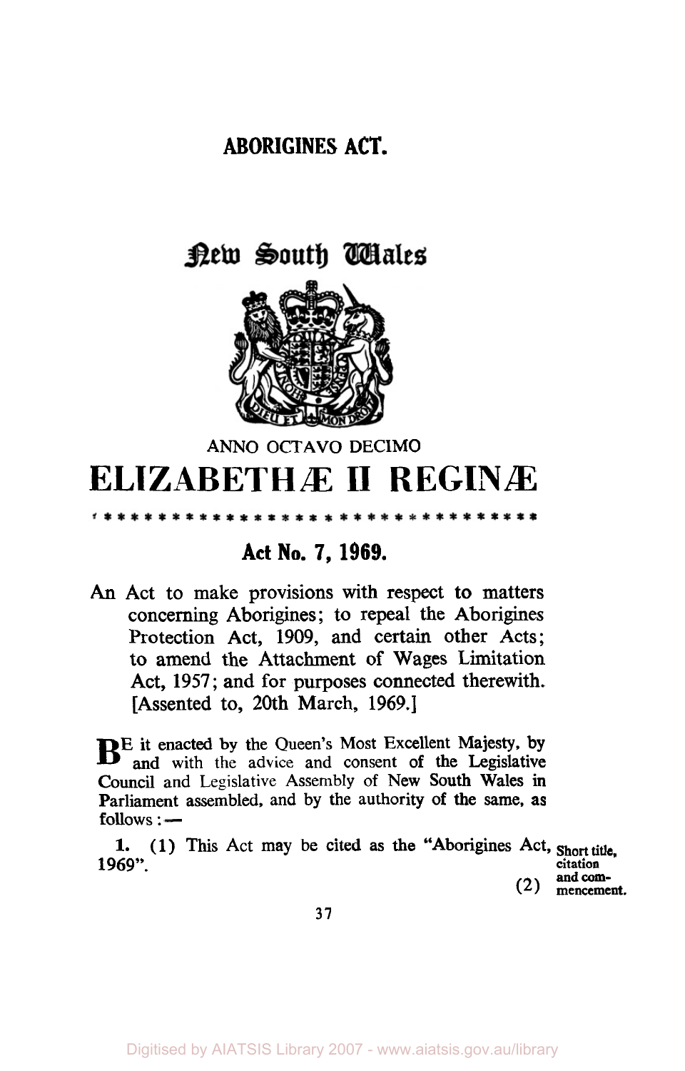# ABORIGINES ACT.

## New South Wales

ANNO OCTAVO DECIMO

# ELIZABETHÆ II REGINÆ

\*\*\*\*\*\*\*\*\*\*\*\*\*\*\*\*\*\*\*\*\*\*\*\*\*\*\*\*\*\*\*\*\*

## Act No. 7, 1969.

An Act to make provisions with respect to matters concerning Aborigines; to repeal the Aborigines Protection Act, 1909, and certain other Acts; to amend the Attachment of Wages Limitation Act, 1957; and for purposes connected therewith. [Assented to, 20th March, 1969.]

BE it enacted by the Queen's Most Excellent Majesty, by and with the advice and consent of the Legislative Council and Legislative Assembly of New South Wales in Parliament assembled, and by the authority of the same, as follows: —

**Short title, citation and commencement.**

**1.** (1) This Act may be cited as the "Aborigines Act, 1969".

(2)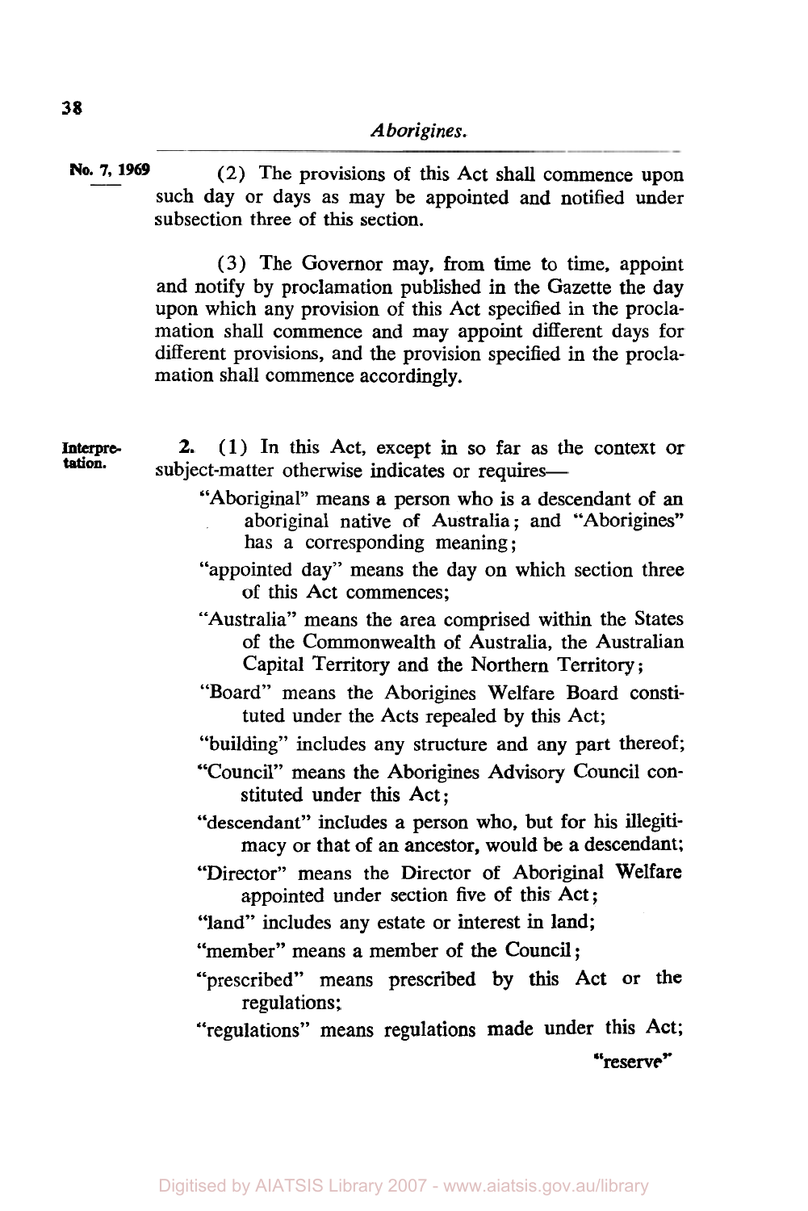(2) The provisions of this Act shall commence upon such day or days as may be appointed and notified under subsection three of this section.

(3) The Governor may, from time to time, appoint and notify by proclamation published in the Gazette the day upon which any provision of this Act specified in the proclamation shall commence and may appoint different days for different provisions, and the provision specified in the proclamation shall commence accordingly.

**Interpretation.**

**2.** (1) In this Act, except in so far as the context or subject-matter otherwise indicates or requires—

"Aboriginal" means a person who is a descendant of an aboriginal native of Australia; and "Aborigines" has a corresponding meaning;

"appointed day" means the day on which section three of this Act commences;

"Australia" means the area comprised within the States of the Commonwealth of Australia, the Australian Capital Territory and the Northern Territory;

"Board" means the Aborigines Welfare Board constituted under the Acts repealed by this Act;

"building" includes any structure and any part thereof;

"Council" means the Aborigines Advisory Council constituted under this Act;

"descendant" includes a person who, but for his illegitimacy or that of an ancestor, would be a descendant;

"Director" means the Director of Aboriginal Welfare appointed under section five of this Act;

"land" includes any estate or interest in land;

"member" means a member of the Council;

"prescribed" means prescribed by this Act or the regulations;

"regulations" means regulations made under this Act;

"reserve"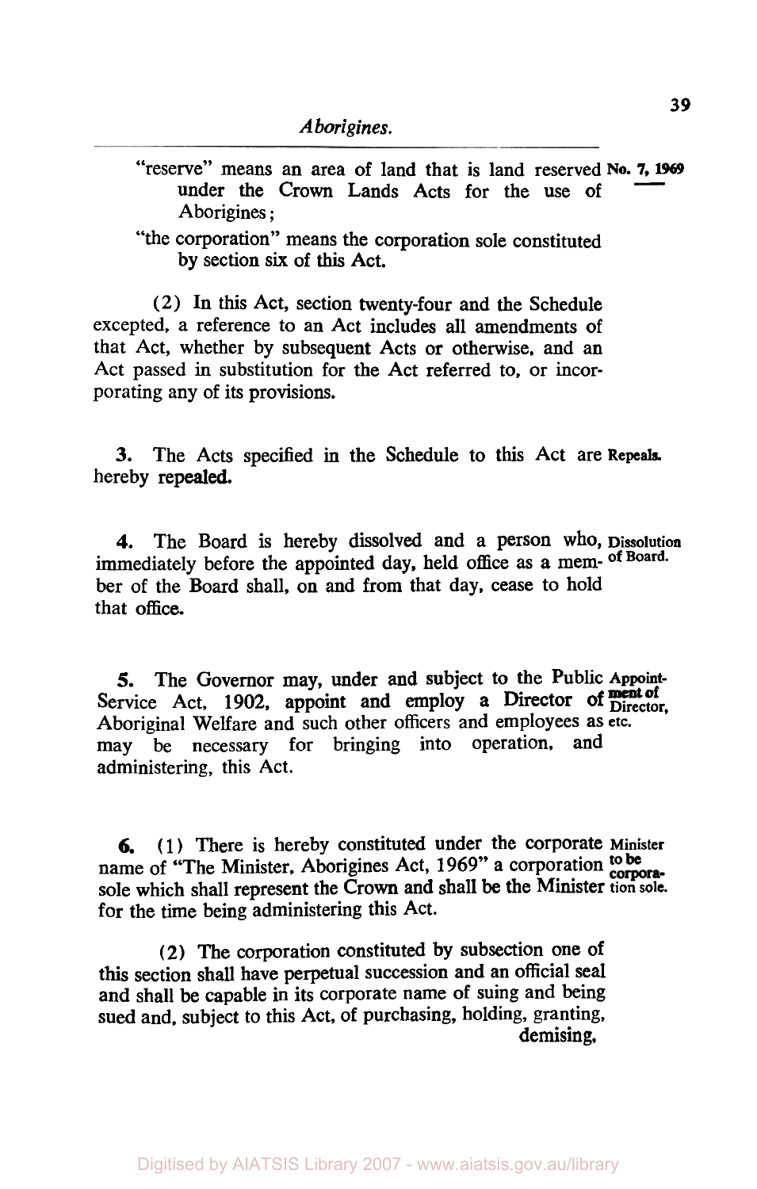"reserve" means an area of land that is land reserved under the Crown Lands Acts for the use of Aborigines;

"the corporation" means the corporation sole constituted by section six of this Act.

(2) In this Act, section twenty-four and the Schedule excepted, a reference to an Act includes all amendments of that Act, whether by subsequent Acts or otherwise, and an Act passed in substitution for the Act referred to, or incorporating any of its provisions.

**Repeals.**

**3.** The Acts specified in the Schedule to this Act are hereby repealed.

**Dissolution of Board.**

**4.** The Board is hereby dissolved and a person who, immediately before the appointed day, held office as a member of the Board shall, on and from that day, cease to hold that office.

**Appointment of Director, etc.**

**5.** The Governor may, under and subject to the Public Service Act, 1902, appoint and employ a Director of Aboriginal Welfare and such other officers and employees as may be necessary for bringing into operation, and administering, this Act.

**Minister to be corporation sole.**

**6.** (1) There is hereby constituted under the corporate name of "The Minister, Aborigines Act, 1969" a corporation sole which shall represent the Crown and shall be the Minister for the time being administering this Act.

(2) The corporation constituted by subsection one of this section shall have perpetual succession and an official seal and shall be capable in its corporate name of suing and being sued and, subject to this Act, of purchasing, holding, granting, demising,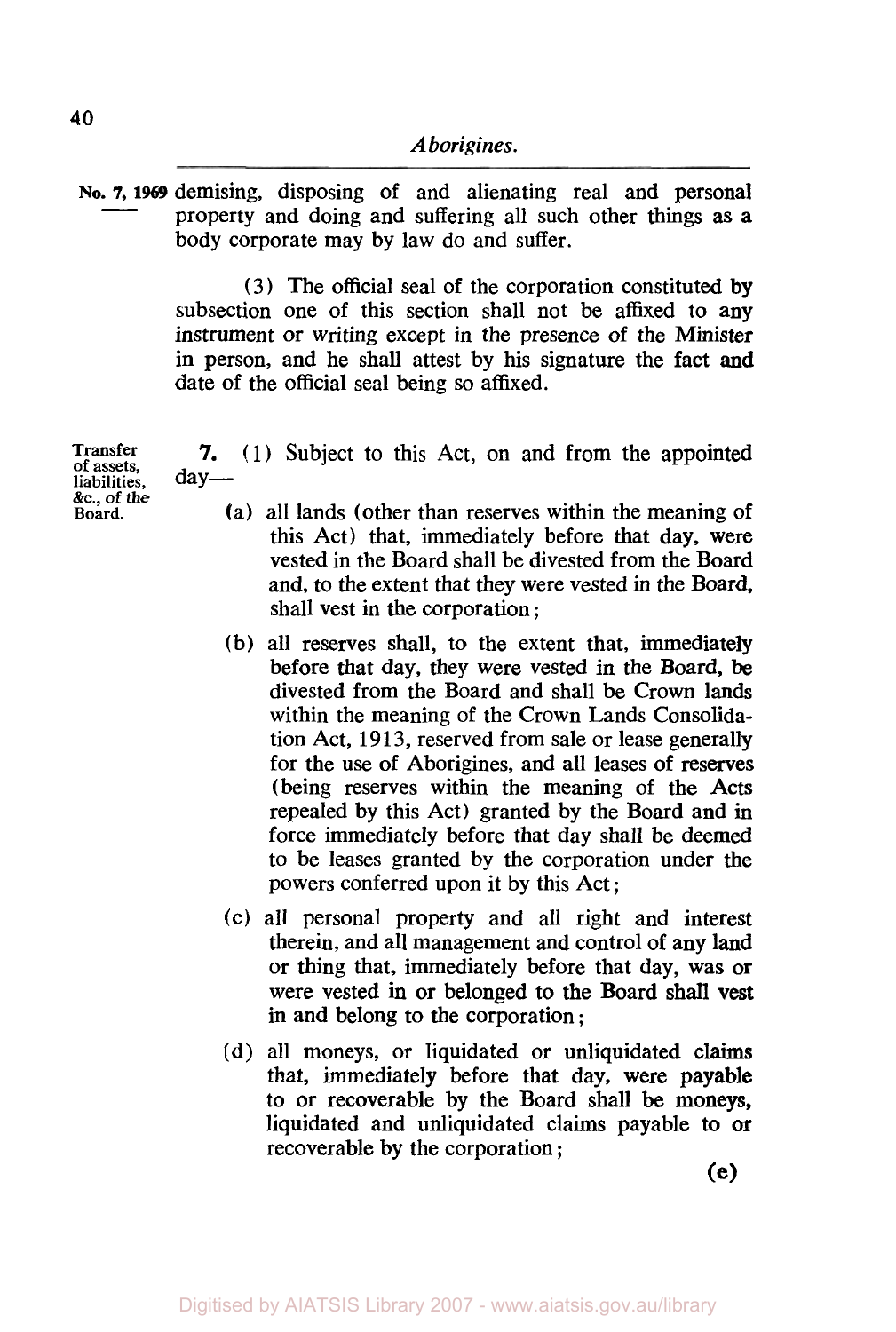No. 7, 1969

demising, disposing of and alienating real and personal property and doing and suffering all such other things as a body corporate may by law do and suffer.

(3) The official seal of the corporation constituted by subsection one of this section shall not be affixed to any instrument or writing except in the presence of the Minister in person, and he shall attest by his signature the fact and date of the official seal being so affixed.

Transfer of assets, liabilities, &c., of the Board.

**7.** (1) Subject to this Act, on and from the appointed day—

(a) all lands (other than reserves within the meaning of this Act) that, immediately before that day, were vested in the Board shall be divested from the Board and, to the extent that they were vested in the Board, shall vest in the corporation;

(b) all reserves shall, to the extent that, immediately before that day, they were vested in the Board, be divested from the Board and shall be Crown lands within the meaning of the Crown Lands Consolidation Act, 1913, reserved from sale or lease generally for the use of Aborigines, and all leases of reserves (being reserves within the meaning of the Acts repealed by this Act) granted by the Board and in force immediately before that day shall be deemed to be leases granted by the corporation under the powers conferred upon it by this Act;

(c) all personal property and all right and interest therein, and all management and control of any land or thing that, immediately before that day, was or were vested in or belonged to the Board shall vest in and belong to the corporation;

(d) all moneys, or liquidated or unliquidated claims that, immediately before that day, were payable to or recoverable by the Board shall be moneys, liquidated and unliquidated claims payable to or recoverable by the corporation;

(e)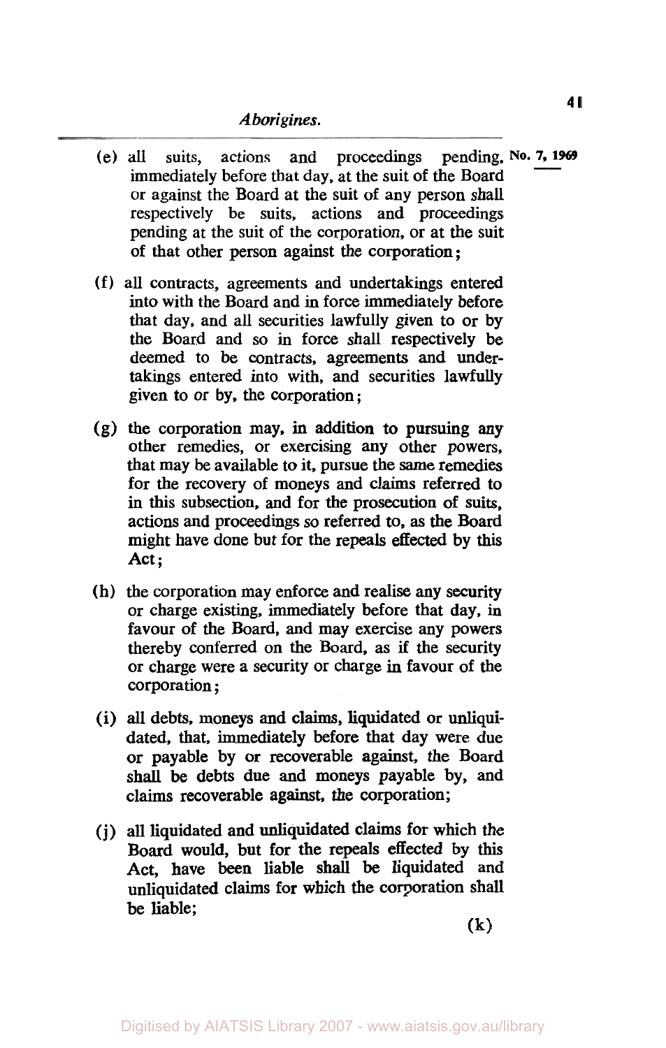(e) all suits, actions and proceedings pending, immediately before that day, at the suit of the Board or against the Board at the suit of any person shall respectively be suits, actions and proceedings pending at the suit of the corporation, or at the suit of that other person against the corporation;

(f) all contracts, agreements and undertakings entered into with the Board and in force immediately before that day, and all securities lawfully given to or by the Board and so in force shall respectively be deemed to be contracts, agreements and undertakings entered into with, and securities lawfully given to or by, the corporation;

(g) the corporation may, in addition to pursuing any other remedies, or exercising any other powers, that may be available to it, pursue the same remedies for the recovery of moneys and claims referred to in this subsection, and for the prosecution of suits, actions and proceedings so referred to, as the Board might have done but for the repeals effected by this Act;

(h) the corporation may enforce and realise any security or charge existing, immediately before that day, in favour of the Board, and may exercise any powers thereby conferred on the Board, as if the security or charge were a security or charge in favour of the corporation;

(i) all debts, moneys and claims, liquidated or unliquidated, that, immediately before that day were due or payable by or recoverable against, the Board shall be debts due and moneys payable by, and claims recoverable against, the corporation;

(j) all liquidated and unliquidated claims for which the Board would, but for the repeals effected by this Act, have been liable shall be liquidated and unliquidated claims for which the corporation shall be liable;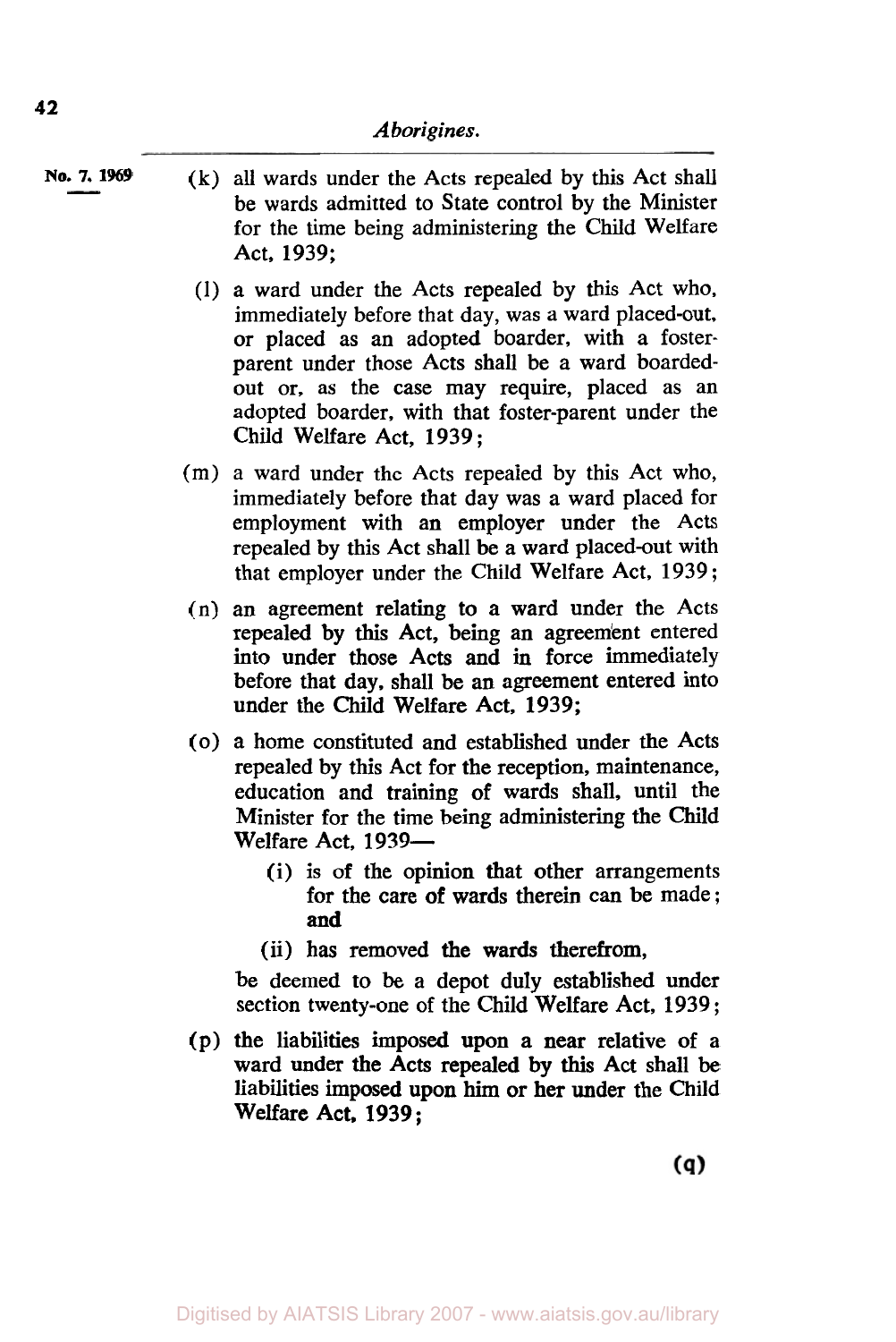No. 7. 1969

(k) all wards under the Acts repealed by this Act shall be wards admitted to State control by the Minister for the time being administering the Child Welfare Act, 1939;

(l) a ward under the Acts repealed by this Act who, immediately before that day, was a ward placed-out, or placed as an adopted boarder, with a foster-parent under those Acts shall be a ward boarded-out or, as the case may require, placed as an adopted boarder, with that foster-parent under the Child Welfare Act, 1939;

(m) a ward under the Acts repealed by this Act who, immediately before that day was a ward placed for employment with an employer under the Acts repealed by this Act shall be a ward placed-out with that employer under the Child Welfare Act, 1939;

(n) an agreement relating to a ward under the Acts repealed by this Act, being an agreement entered into under those Acts and in force immediately before that day, shall be an agreement entered into under the Child Welfare Act, 1939;

(o) a home constituted and established under the Acts repealed by this Act for the reception, maintenance, education and training of wards shall, until the Minister for the time being administering the Child Welfare Act, 1939—

  (i) is of the opinion that other arrangements for the care of wards therein can be made; and

  (ii) has removed the wards therefrom,

be deemed to be a depot duly established under section twenty-one of the Child Welfare Act, 1939;

(p) the liabilities imposed upon a near relative of a ward under the Acts repealed by this Act shall be liabilities imposed upon him or her under the Child Welfare Act, 1939;

(q)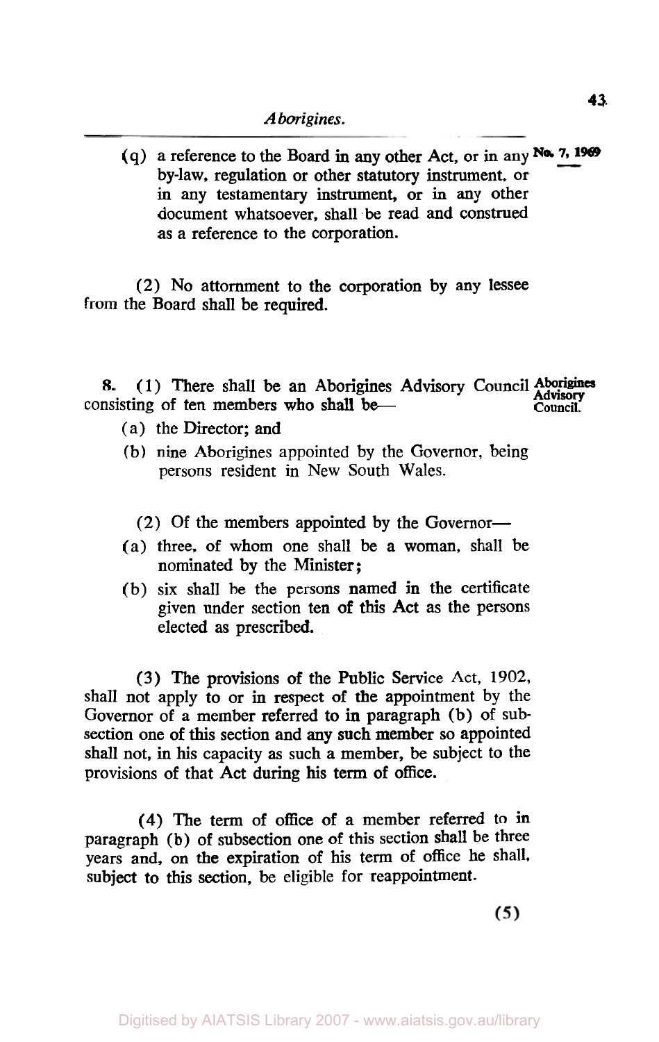(q) a reference to the Board in any other Act, or in any by-law, regulation or other statutory instrument, or in any testamentary instrument, or in any other document whatsoever, shall be read and construed as a reference to the corporation.

(2) No attornment to the corporation by any lessee from the Board shall be required.

**Aborigines Advisory Council.**

**8.** (1) There shall be an Aborigines Advisory Council consisting of ten members who shall be—

(a) the Director; and

(b) nine Aborigines appointed by the Governor, being persons resident in New South Wales.

(2) Of the members appointed by the Governor—

(a) three, of whom one shall be a woman, shall be nominated by the Minister;

(b) six shall be the persons named in the certificate given under section ten of this Act as the persons elected as prescribed.

(3) The provisions of the Public Service Act, 1902, shall not apply to or in respect of the appointment by the Governor of a member referred to in paragraph (b) of subsection one of this section and any such member so appointed shall not, in his capacity as such a member, be subject to the provisions of that Act during his term of office.

(4) The term of office of a member referred to in paragraph (b) of subsection one of this section shall be three years and, on the expiration of his term of office he shall, subject to this section, be eligible for reappointment.

(5)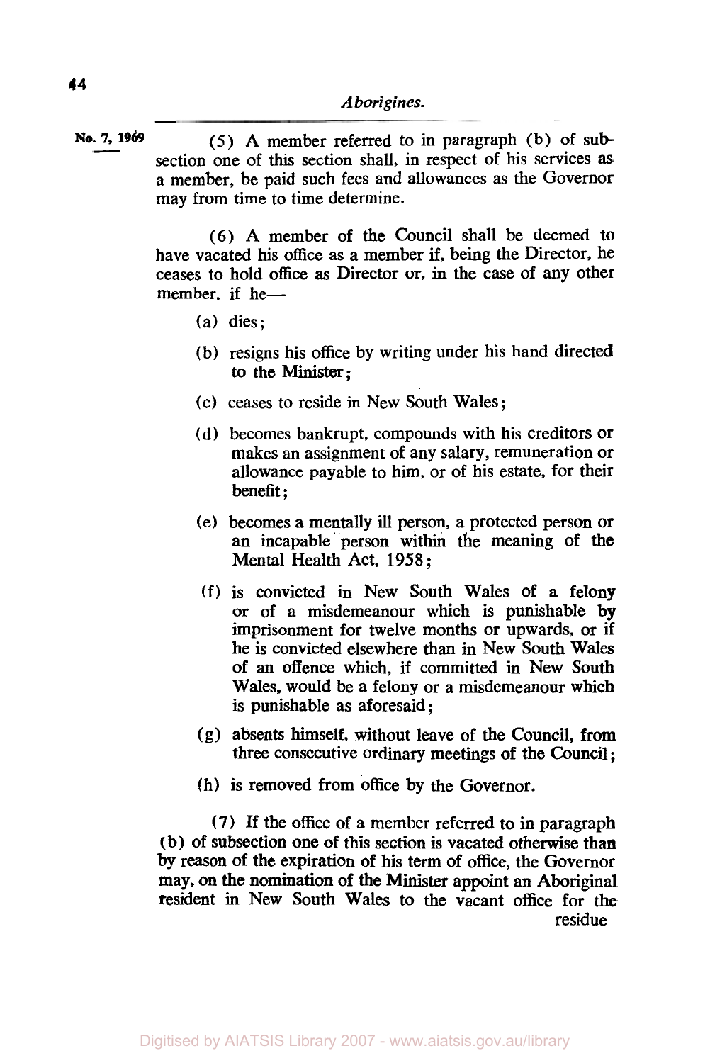(5) A member referred to in paragraph (b) of subsection one of this section shall, in respect of his services as a member, be paid such fees and allowances as the Governor may from time to time determine.

(6) A member of the Council shall be deemed to have vacated his office as a member if, being the Director, he ceases to hold office as Director or, in the case of any other member, if he—

(a) dies;

(b) resigns his office by writing under his hand directed to the Minister;

(c) ceases to reside in New South Wales;

(d) becomes bankrupt, compounds with his creditors or makes an assignment of any salary, remuneration or allowance payable to him, or of his estate, for their benefit;

(e) becomes a mentally ill person, a protected person or an incapable person within the meaning of the Mental Health Act, 1958;

(f) is convicted in New South Wales of a felony or of a misdemeanour which is punishable by imprisonment for twelve months or upwards, or if he is convicted elsewhere than in New South Wales of an offence which, if committed in New South Wales, would be a felony or a misdemeanour which is punishable as aforesaid;

(g) absents himself, without leave of the Council, from three consecutive ordinary meetings of the Council;

(h) is removed from office by the Governor.

(7) If the office of a member referred to in paragraph (b) of subsection one of this section is vacated otherwise than by reason of the expiration of his term of office, the Governor may, on the nomination of the Minister appoint an Aboriginal resident in New South Wales to the vacant office for the residue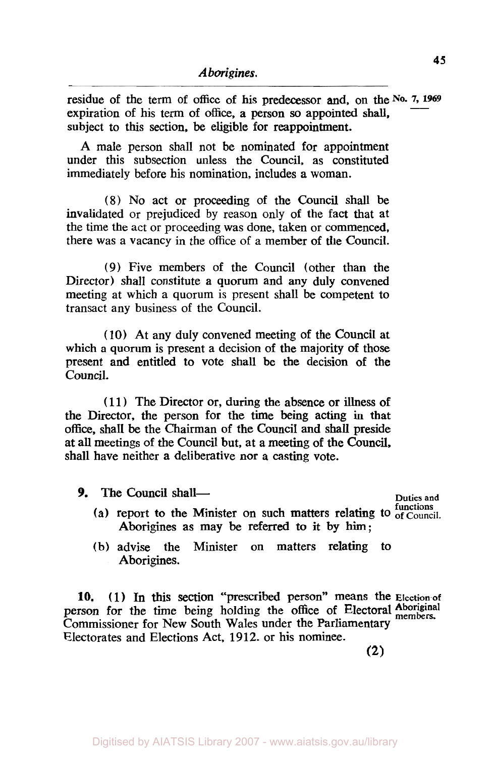residue of the term of office of his predecessor and, on the expiration of his term of office, a person so appointed shall, subject to this section, be eligible for reappointment.

A male person shall not be nominated for appointment under this subsection unless the Council, as constituted immediately before his nomination, includes a woman.

(8) No act or proceeding of the Council shall be invalidated or prejudiced by reason only of the fact that at the time the act or proceeding was done, taken or commenced, there was a vacancy in the office of a member of the Council.

(9) Five members of the Council (other than the Director) shall constitute a quorum and any duly convened meeting at which a quorum is present shall be competent to transact any business of the Council.

(10) At any duly convened meeting of the Council at which a quorum is present a decision of the majority of those present and entitled to vote shall be the decision of the Council.

(11) The Director or, during the absence or illness of the Director, the person for the time being acting in that office, shall be the Chairman of the Council and shall preside at all meetings of the Council but, at a meeting of the Council, shall have neither a deliberative nor a casting vote.

Duties and functions of Council.

**9.** The Council shall—

(a) report to the Minister on such matters relating to Aborigines as may be referred to it by him;

(b) advise the Minister on matters relating to Aborigines.

Election of Aboriginal members.

**10.** (1) In this section "prescribed person" means the person for the time being holding the office of Electoral Commissioner for New South Wales under the Parliamentary Electorates and Elections Act, 1912. or his nominee.

(2)